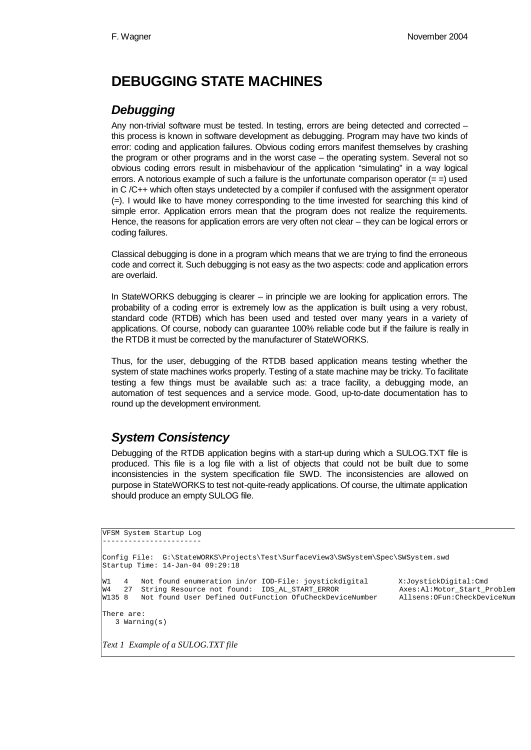# DEBUGGING STATE MACHINES

## *Debugging*

Any non-trivial software must be tested. In testing, errors are being detected and corrected – this process is known in software development as debugging. Program may have two kinds of error: coding and application failures. Obvious coding errors manifest themselves by crashing the program or other programs and in the worst case – the operating system. Several not so obvious coding errors result in misbehaviour of the application "simulating" in a way logical errors. A notorious example of such a failure is the unfortunate comparison operator (= =) used in C /C++ which often stays undetected by a compiler if confused with the assignment operator (=). I would like to have money corresponding to the time invested for searching this kind of simple error. Application errors mean that the program does not realize the requirements. Hence, the reasons for application errors are very often not clear – they can be logical errors or coding failures.

Classical debugging is done in a program which means that we are trying to find the erroneous code and correct it. Such debugging is not easy as the two aspects: code and application errors are overlaid.

In StateWORKS debugging is clearer – in principle we are looking for application errors. The probability of a coding error is extremely low as the application is built using a very robust, standard code (RTDB) which has been used and tested over many years in a variety of applications. Of course, nobody can guarantee 100% reliable code but if the failure is really in the RTDB it must be corrected by the manufacturer of StateWORKS.

Thus, for the user, debugging of the RTDB based application means testing whether the system of state machines works properly. Testing of a state machine may be tricky. To facilitate testing a few things must be available such as: a trace facility, a debugging mode, an automation of test sequences and a service mode. Good, up-to-date documentation has to round up the development environment.

## *System Consistency*

Debugging of the RTDB application begins with a start-up during which a SULOG.TXT file is produced. This file is a log file with a list of objects that could not be built due to some inconsistencies in the system specification file SWD. The inconsistencies are allowed on purpose in StateWORKS to test not-quite-ready applications. Of course, the ultimate application should produce an empty SULOG file.

```
VFSM System Startup Log
----------------------

Config File:  G:\StateWORKS\Projects\Test\SurfaceView3\SWSystem\Spec\SWSystem.swd
Startup Time: 14-Jan-04 09:29:18

W1   4   Not found enumeration in/or IOD-File: joystickdigital       X:JoystickDigital:Cmd
W4   27  String Resource not found:  IDS_AL_START_ERROR              Axes:Al:Motor_Start_Problem
W135 8   Not found User Defined OutFunction OfuCheckDeviceNumber     Allsens:OFun:CheckDeviceNum

There are:
   3 Warning(s)
```

*Text 1 Example of a SULOG.TXT file*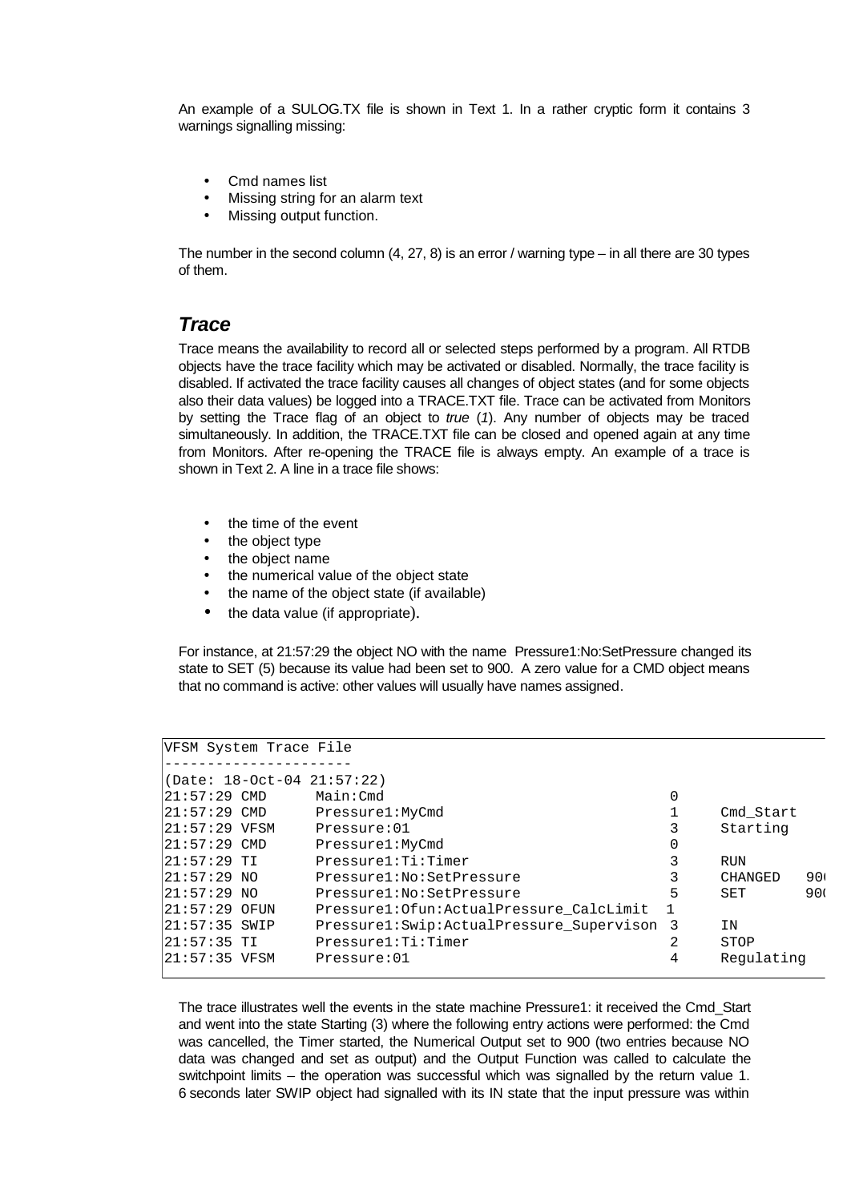An example of a SULOG.TX file is shown in Text 1. In a rather cryptic form it contains 3 warnings signalling missing:

- Cmd names list
- Missing string for an alarm text
- Missing output function.

The number in the second column (4, 27, 8) is an error / warning type – in all there are 30 types of them.

## *Trace*

Trace means the availability to record all or selected steps performed by a program. All RTDB objects have the trace facility which may be activated or disabled. Normally, the trace facility is disabled. If activated the trace facility causes all changes of object states (and for some objects also their data values) be logged into a TRACE.TXT file. Trace can be activated from Monitors by setting the Trace flag of an object to *true* (*1*). Any number of objects may be traced simultaneously. In addition, the TRACE.TXT file can be closed and opened again at any time from Monitors. After re-opening the TRACE file is always empty. An example of a trace is shown in Text 2. A line in a trace file shows:

- the time of the event
- the object type
- the object name
- the numerical value of the object state
- the name of the object state (if available)
- the data value (if appropriate).

For instance, at 21:57:29 the object NO with the name Pressure1:No:SetPressure changed its state to SET (5) because its value had been set to 900. A zero value for a CMD object means that no command is active: other values will usually have names assigned.

```
VFSM System Trace File
----------------------
(Date: 18-Oct-04 21:57:22)
21:57:29 CMD      Main:Cmd                                  0
21:57:29 CMD      Pressure1:MyCmd                           1     Cmd_Start
21:57:29 VFSM     Pressure:01                               3     Starting
21:57:29 CMD      Pressure1:MyCmd                           0
21:57:29 TI       Pressure1:Ti:Timer                        3     RUN
21:57:29 NO       Pressure1:No:SetPressure                  3     CHANGED   900
21:57:29 NO       Pressure1:No:SetPressure                  5     SET       900
21:57:29 OFUN     Pressure1:Ofun:ActualPressure_CalcLimit  1
21:57:35 SWIP     Pressure1:Swip:ActualPressure_Supervison 3     IN
21:57:35 TI       Pressure1:Ti:Timer                        2     STOP
21:57:35 VFSM     Pressure:01                               4     Regulating
```

The trace illustrates well the events in the state machine Pressure1: it received the Cmd_Start and went into the state Starting (3) where the following entry actions were performed: the Cmd was cancelled, the Timer started, the Numerical Output set to 900 (two entries because NO data was changed and set as output) and the Output Function was called to calculate the switchpoint limits – the operation was successful which was signalled by the return value 1. 6 seconds later SWIP object had signalled with its IN state that the input pressure was within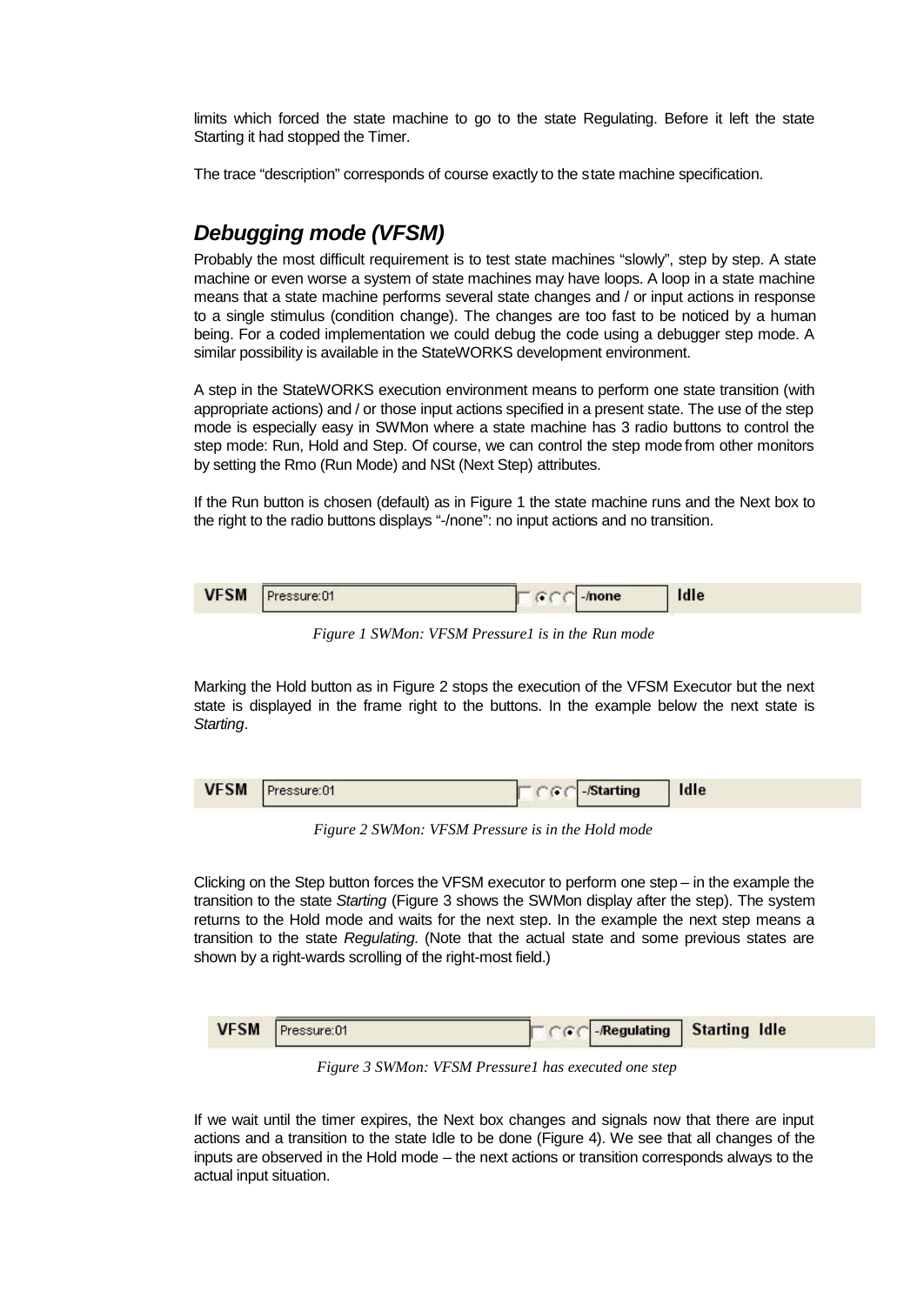limits which forced the state machine to go to the state Regulating. Before it left the state Starting it had stopped the Timer.

The trace "description" corresponds of course exactly to the state machine specification.

## *Debugging mode (VFSM)*

Probably the most difficult requirement is to test state machines "slowly", step by step. A state machine or even worse a system of state machines may have loops. A loop in a state machine means that a state machine performs several state changes and / or input actions in response to a single stimulus (condition change). The changes are too fast to be noticed by a human being. For a coded implementation we could debug the code using a debugger step mode. A similar possibility is available in the StateWORKS development environment.

A step in the StateWORKS execution environment means to perform one state transition (with appropriate actions) and / or those input actions specified in a present state. The use of the step mode is especially easy in SWMon where a state machine has 3 radio buttons to control the step mode: Run, Hold and Step. Of course, we can control the step mode from other monitors by setting the Rmo (Run Mode) and NSt (Next Step) attributes.

If the Run button is chosen (default) as in Figure 1 the state machine runs and the Next box to the right to the radio buttons displays "-/none": no input actions and no transition.

| VFSM | Pressure:01 | -/none | Idle |
|---|---|---|---|

*Figure 1 SWMon: VFSM Pressure1 is in the Run mode*

Marking the Hold button as in Figure 2 stops the execution of the VFSM Executor but the next state is displayed in the frame right to the buttons. In the example below the next state is *Starting*.

| VFSM | Pressure:01 | -/Starting | Idle |
|---|---|---|---|

*Figure 2 SWMon: VFSM Pressure is in the Hold mode*

Clicking on the Step button forces the VFSM executor to perform one step – in the example the transition to the state *Starting* (Figure 3 shows the SWMon display after the step). The system returns to the Hold mode and waits for the next step. In the example the next step means a transition to the state *Regulating*. (Note that the actual state and some previous states are shown by a right-wards scrolling of the right-most field.)

| VFSM | Pressure:01 | -/Regulating | Starting Idle |
|---|---|---|---|

*Figure 3 SWMon: VFSM Pressure1 has executed one step*

If we wait until the timer expires, the Next box changes and signals now that there are input actions and a transition to the state Idle to be done (Figure 4). We see that all changes of the inputs are observed in the Hold mode – the next actions or transition corresponds always to the actual input situation.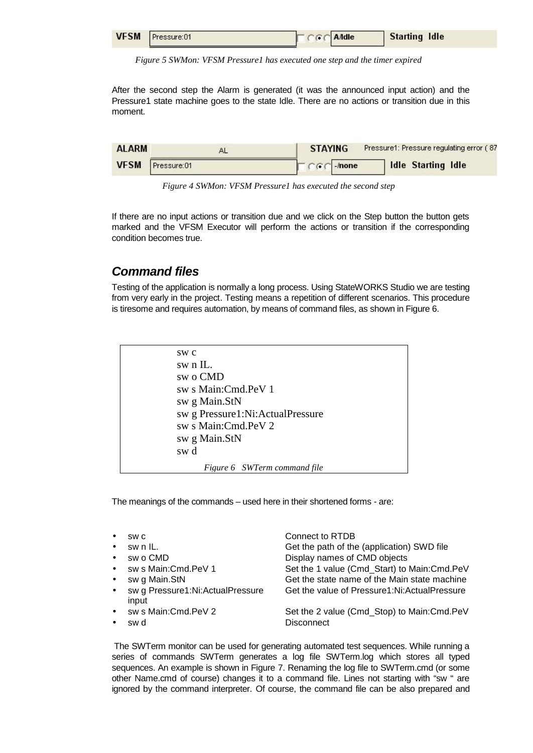| VFSM | Pressure:01 | A/Idle | Starting Idle |
|---|---|---|---|

*Figure 5 SWMon: VFSM Pressure1 has executed one step and the timer expired*

After the second step the Alarm is generated (it was the announced input action) and the Pressure1 state machine goes to the state Idle. There are no actions or transition due in this moment.

| ALARM | AL | STAYING | Pressure1: Pressure regulating error ( 87 |
|---|---|---|---|
| VFSM | Pressure:01 | -/none | Idle Starting Idle |

*Figure 4 SWMon: VFSM Pressure1 has executed the second step*

If there are no input actions or transition due and we click on the Step button the button gets marked and the VFSM Executor will perform the actions or transition if the corresponding condition becomes true.

## *Command files*

Testing of the application is normally a long process. Using StateWORKS Studio we are testing from very early in the project. Testing means a repetition of different scenarios. This procedure is tiresome and requires automation, by means of command files, as shown in Figure 6.

```
sw c
sw n IL.
sw o CMD
sw s Main:Cmd.PeV 1
sw g Main.StN
sw g Pressure1:Ni:ActualPressure
sw s Main:Cmd.PeV 2
sw g Main.StN
sw d
```

*Figure 6 SWTerm command file*

The meanings of the commands – used here in their shortened forms - are:

- sw c — Connect to RTDB
- sw n IL. — Get the path of the (application) SWD file
- sw o CMD — Display names of CMD objects
- sw s Main:Cmd.PeV 1 — Set the 1 value (Cmd_Start) to Main:Cmd.PeV
- sw g Main.StN — Get the state name of the Main state machine
- sw g Pressure1:Ni:ActualPressure input — Get the value of Pressure1:Ni:ActualPressure
- sw s Main:Cmd.PeV 2 — Set the 2 value (Cmd_Stop) to Main:Cmd.PeV
- sw d — Disconnect

The SWTerm monitor can be used for generating automated test sequences. While running a series of commands SWTerm generates a log file SWTerm.log which stores all typed sequences. An example is shown in Figure 7. Renaming the log file to SWTerm.cmd (or some other Name.cmd of course) changes it to a command file. Lines not starting with "sw " are ignored by the command interpreter. Of course, the command file can be also prepared and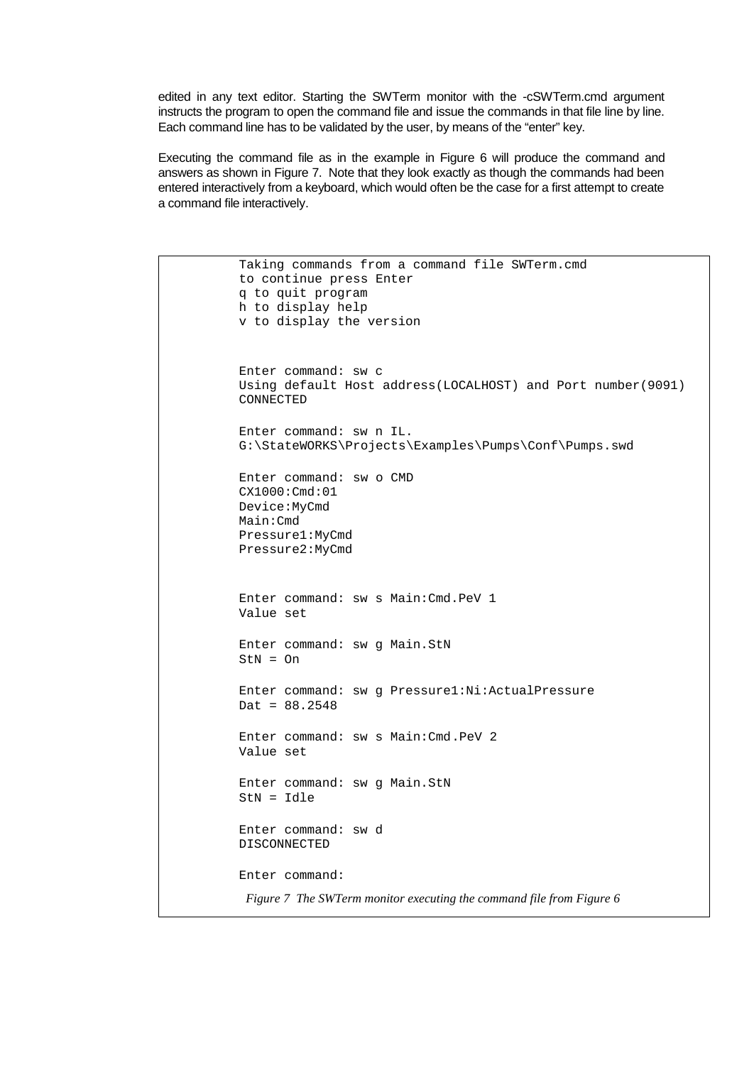edited in any text editor. Starting the SWTerm monitor with the -cSWTerm.cmd argument instructs the program to open the command file and issue the commands in that file line by line. Each command line has to be validated by the user, by means of the "enter" key.

Executing the command file as in the example in Figure 6 will produce the command and answers as shown in Figure 7. Note that they look exactly as though the commands had been entered interactively from a keyboard, which would often be the case for a first attempt to create a command file interactively.

```
Taking commands from a command file SWTerm.cmd
to continue press Enter
q to quit program
h to display help
v to display the version


Enter command: sw c
Using default Host address(LOCALHOST) and Port number(9091)
CONNECTED

Enter command: sw n IL.
G:\StateWORKS\Projects\Examples\Pumps\Conf\Pumps.swd

Enter command: sw o CMD
CX1000:Cmd:01
Device:MyCmd
Main:Cmd
Pressure1:MyCmd
Pressure2:MyCmd


Enter command: sw s Main:Cmd.PeV 1
Value set

Enter command: sw g Main.StN
StN = On

Enter command: sw g Pressure1:Ni:ActualPressure
Dat = 88.2548

Enter command: sw s Main:Cmd.PeV 2
Value set

Enter command: sw g Main.StN
StN = Idle

Enter command: sw d
DISCONNECTED

Enter command:
```

*Figure 7 The SWTerm monitor executing the command file from Figure 6*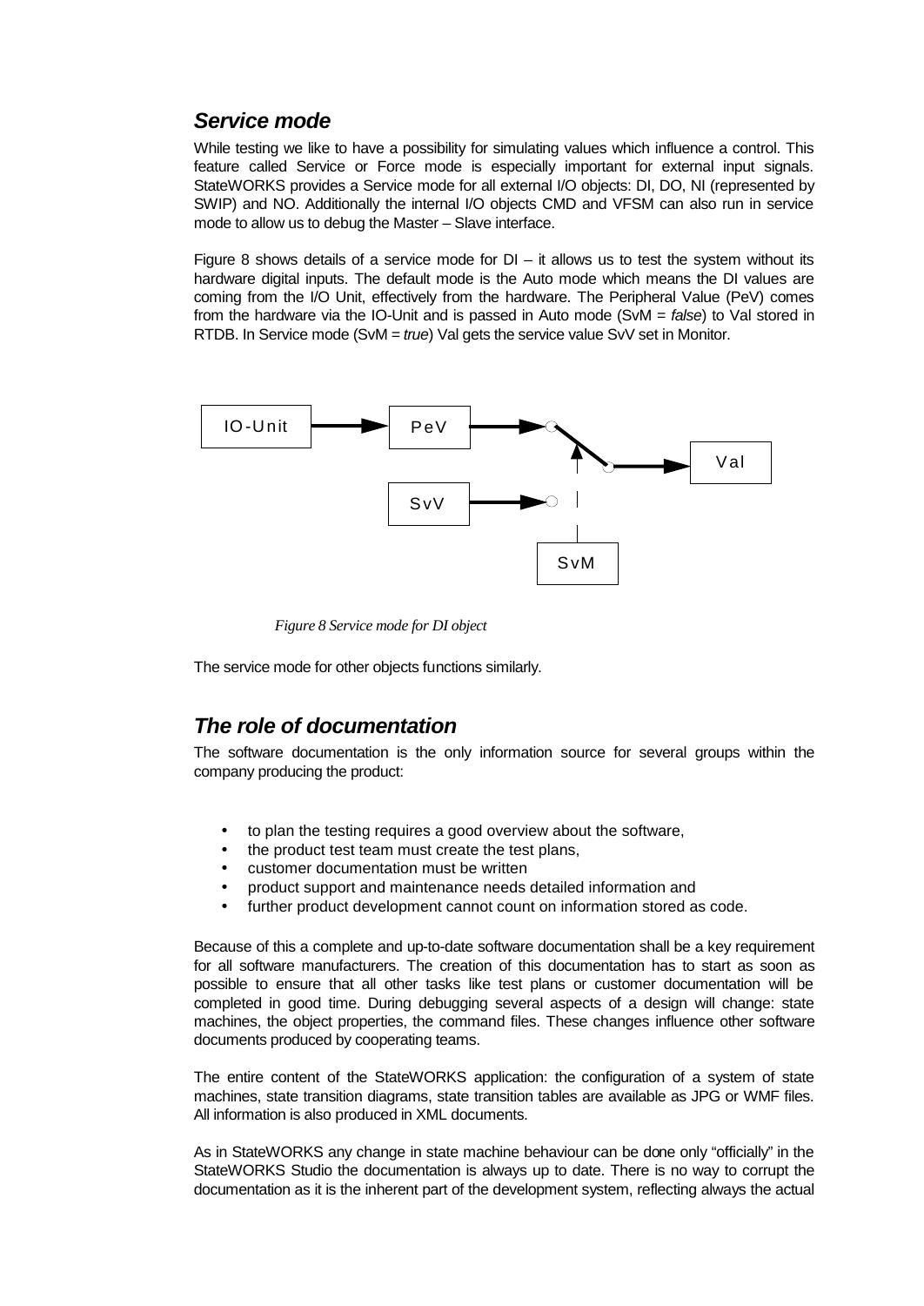## *Service mode*

While testing we like to have a possibility for simulating values which influence a control. This feature called Service or Force mode is especially important for external input signals. StateWORKS provides a Service mode for all external I/O objects: DI, DO, NI (represented by SWIP) and NO. Additionally the internal I/O objects CMD and VFSM can also run in service mode to allow us to debug the Master – Slave interface.

Figure 8 shows details of a service mode for DI – it allows us to test the system without its hardware digital inputs. The default mode is the Auto mode which means the DI values are coming from the I/O Unit, effectively from the hardware. The Peripheral Value (PeV) comes from the hardware via the IO-Unit and is passed in Auto mode (SvM = *false*) to Val stored in RTDB. In Service mode (SvM = *true*) Val gets the service value SvV set in Monitor.

IO-Unit → PeV → Val
SvV
SvM

*Figure 8 Service mode for DI object*

The service mode for other objects functions similarly.

## *The role of documentation*

The software documentation is the only information source for several groups within the company producing the product:

- to plan the testing requires a good overview about the software,
- the product test team must create the test plans,
- customer documentation must be written
- product support and maintenance needs detailed information and
- further product development cannot count on information stored as code.

Because of this a complete and up-to-date software documentation shall be a key requirement for all software manufacturers. The creation of this documentation has to start as soon as possible to ensure that all other tasks like test plans or customer documentation will be completed in good time. During debugging several aspects of a design will change: state machines, the object properties, the command files. These changes influence other software documents produced by cooperating teams.

The entire content of the StateWORKS application: the configuration of a system of state machines, state transition diagrams, state transition tables are available as JPG or WMF files. All information is also produced in XML documents.

As in StateWORKS any change in state machine behaviour can be done only "officially" in the StateWORKS Studio the documentation is always up to date. There is no way to corrupt the documentation as it is the inherent part of the development system, reflecting always the actual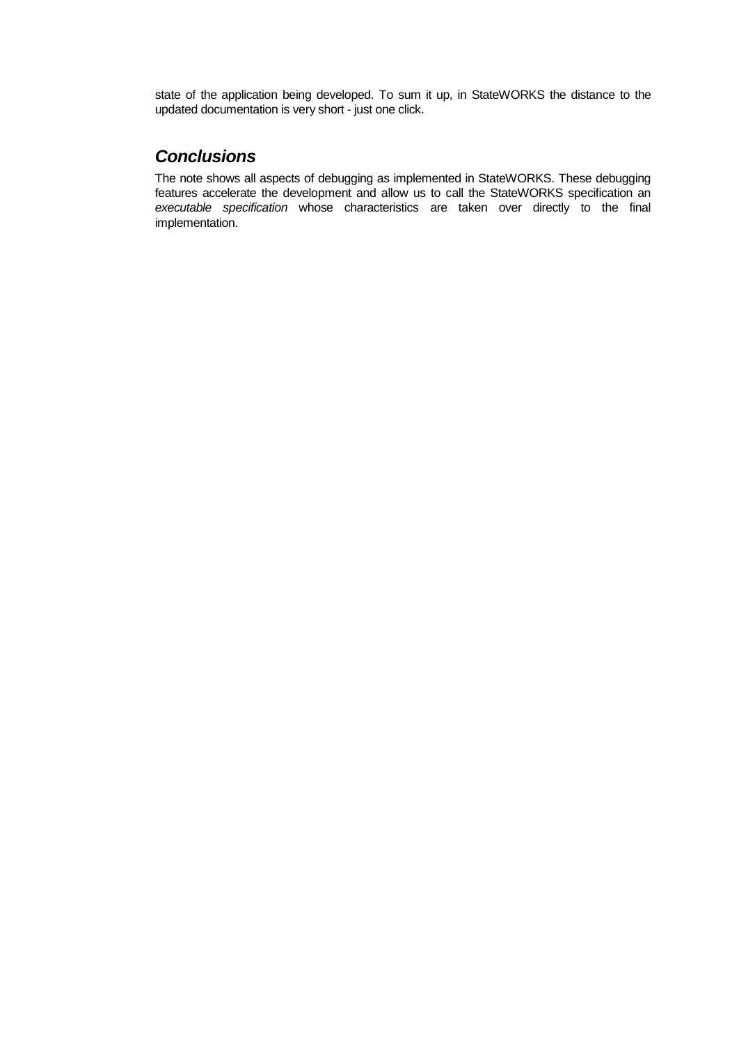state of the application being developed. To sum it up, in StateWORKS the distance to the updated documentation is very short - just one click.

## ***Conclusions***

The note shows all aspects of debugging as implemented in StateWORKS. These debugging features accelerate the development and allow us to call the StateWORKS specification an *executable specification* whose characteristics are taken over directly to the final implementation.